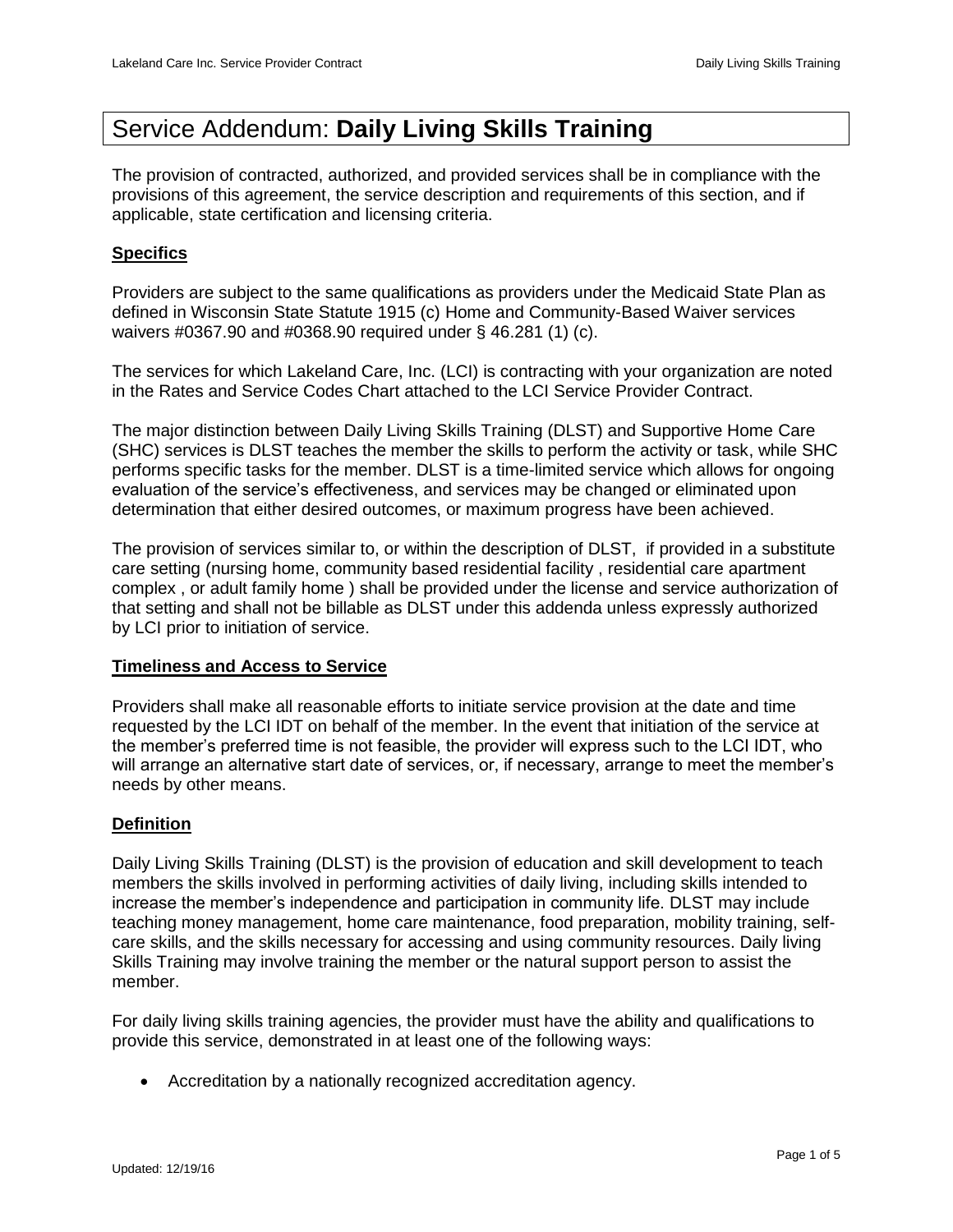# Service Addendum: **Daily Living Skills Training**

The provision of contracted, authorized, and provided services shall be in compliance with the provisions of this agreement, the service description and requirements of this section, and if applicable, state certification and licensing criteria.

## **Specifics**

Providers are subject to the same qualifications as providers under the Medicaid State Plan as defined in Wisconsin State Statute 1915 (c) Home and Community-Based Waiver services waivers #0367.90 and #0368.90 required under § 46.281 (1) (c).

The services for which Lakeland Care, Inc. (LCI) is contracting with your organization are noted in the Rates and Service Codes Chart attached to the LCI Service Provider Contract.

The major distinction between Daily Living Skills Training (DLST) and Supportive Home Care (SHC) services is DLST teaches the member the skills to perform the activity or task, while SHC performs specific tasks for the member. DLST is a time-limited service which allows for ongoing evaluation of the service's effectiveness, and services may be changed or eliminated upon determination that either desired outcomes, or maximum progress have been achieved.

The provision of services similar to, or within the description of DLST, if provided in a substitute care setting (nursing home, community based residential facility , residential care apartment complex , or adult family home ) shall be provided under the license and service authorization of that setting and shall not be billable as DLST under this addenda unless expressly authorized by LCI prior to initiation of service.

## **Timeliness and Access to Service**

Providers shall make all reasonable efforts to initiate service provision at the date and time requested by the LCI IDT on behalf of the member. In the event that initiation of the service at the member's preferred time is not feasible, the provider will express such to the LCI IDT, who will arrange an alternative start date of services, or, if necessary, arrange to meet the member's needs by other means.

## **Definition**

Daily Living Skills Training (DLST) is the provision of education and skill development to teach members the skills involved in performing activities of daily living, including skills intended to increase the member's independence and participation in community life. DLST may include teaching money management, home care maintenance, food preparation, mobility training, self-care skills, and the skills necessary for accessing and using community resources. Daily living Skills Training may involve training the member or the natural support person to assist the member.

For daily living skills training agencies, the provider must have the ability and qualifications to provide this service, demonstrated in at least one of the following ways:

- Accreditation by a nationally recognized accreditation agency.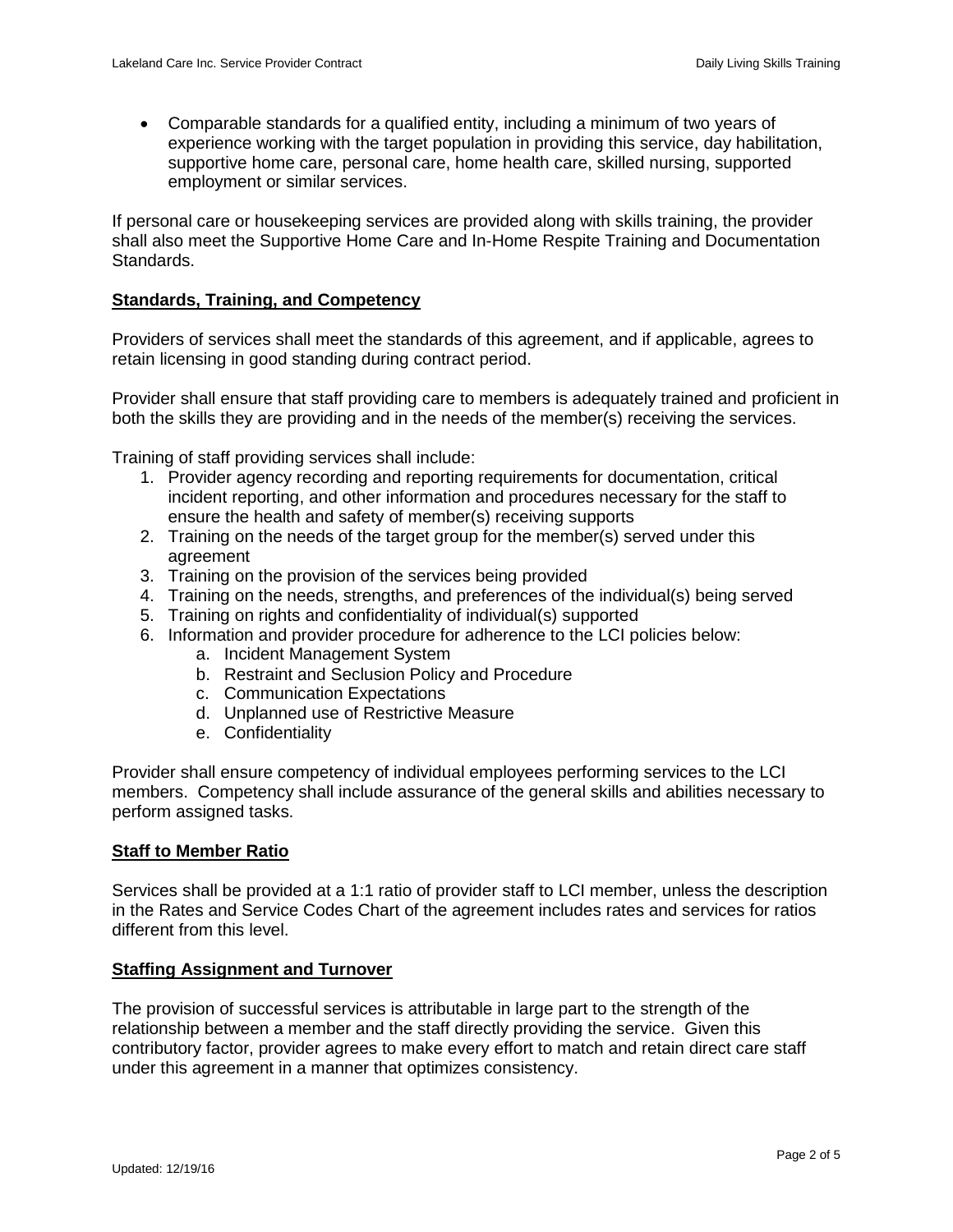- Comparable standards for a qualified entity, including a minimum of two years of experience working with the target population in providing this service, day habilitation, supportive home care, personal care, home health care, skilled nursing, supported employment or similar services.

If personal care or housekeeping services are provided along with skills training, the provider shall also meet the Supportive Home Care and In-Home Respite Training and Documentation Standards.

## Standards, Training, and Competency

Providers of services shall meet the standards of this agreement, and if applicable, agrees to retain licensing in good standing during contract period.

Provider shall ensure that staff providing care to members is adequately trained and proficient in both the skills they are providing and in the needs of the member(s) receiving the services.

Training of staff providing services shall include:

1. Provider agency recording and reporting requirements for documentation, critical incident reporting, and other information and procedures necessary for the staff to ensure the health and safety of member(s) receiving supports
2. Training on the needs of the target group for the member(s) served under this agreement
3. Training on the provision of the services being provided
4. Training on the needs, strengths, and preferences of the individual(s) being served
5. Training on rights and confidentiality of individual(s) supported
6. Information and provider procedure for adherence to the LCI policies below:
    a. Incident Management System
    b. Restraint and Seclusion Policy and Procedure
    c. Communication Expectations
    d. Unplanned use of Restrictive Measure
    e. Confidentiality

Provider shall ensure competency of individual employees performing services to the LCI members. Competency shall include assurance of the general skills and abilities necessary to perform assigned tasks.

## Staff to Member Ratio

Services shall be provided at a 1:1 ratio of provider staff to LCI member, unless the description in the Rates and Service Codes Chart of the agreement includes rates and services for ratios different from this level.

## Staffing Assignment and Turnover

The provision of successful services is attributable in large part to the strength of the relationship between a member and the staff directly providing the service. Given this contributory factor, provider agrees to make every effort to match and retain direct care staff under this agreement in a manner that optimizes consistency.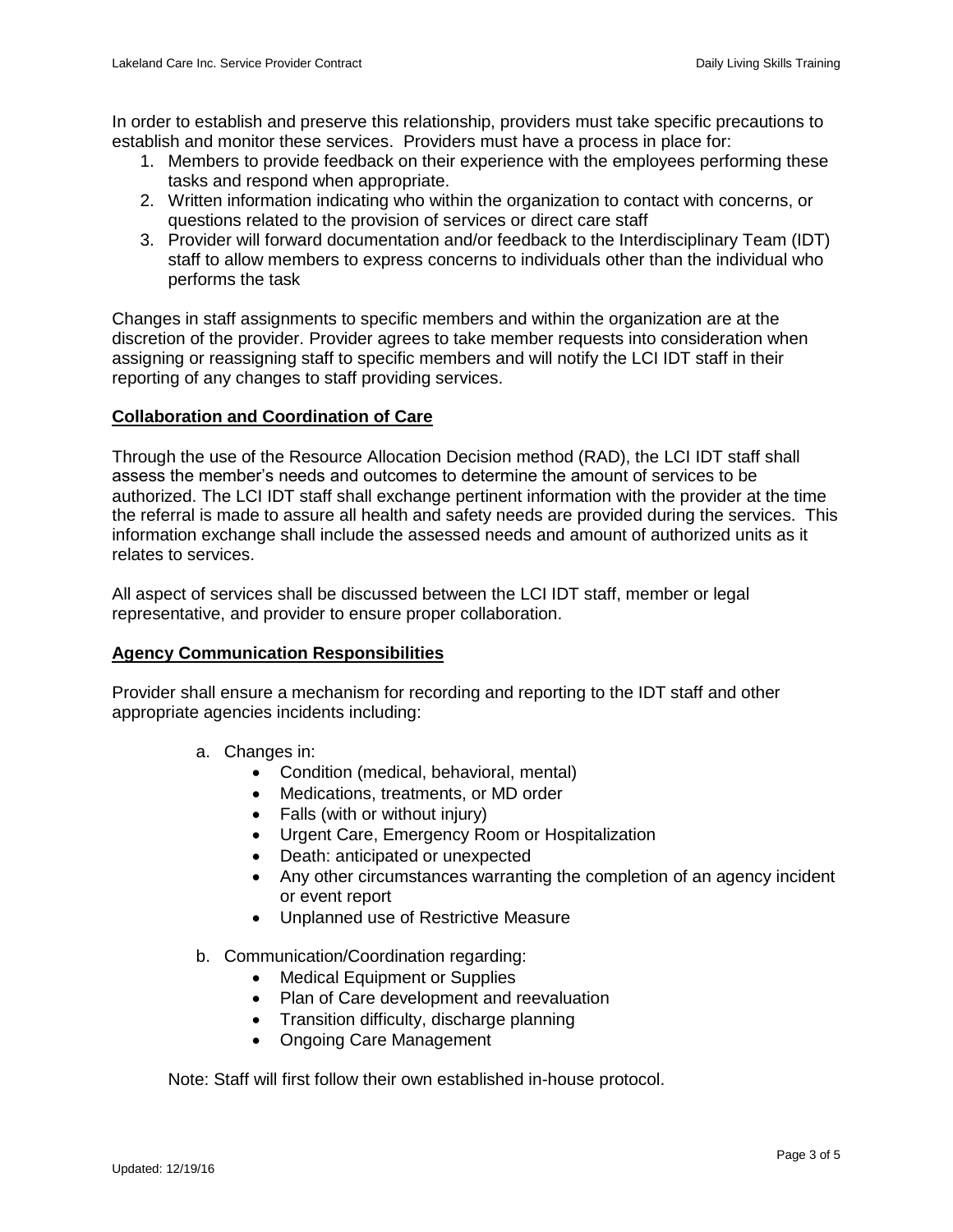In order to establish and preserve this relationship, providers must take specific precautions to establish and monitor these services. Providers must have a process in place for:

1. Members to provide feedback on their experience with the employees performing these tasks and respond when appropriate.
2. Written information indicating who within the organization to contact with concerns, or questions related to the provision of services or direct care staff
3. Provider will forward documentation and/or feedback to the Interdisciplinary Team (IDT) staff to allow members to express concerns to individuals other than the individual who performs the task

Changes in staff assignments to specific members and within the organization are at the discretion of the provider. Provider agrees to take member requests into consideration when assigning or reassigning staff to specific members and will notify the LCI IDT staff in their reporting of any changes to staff providing services.

**Collaboration and Coordination of Care**

Through the use of the Resource Allocation Decision method (RAD), the LCI IDT staff shall assess the member's needs and outcomes to determine the amount of services to be authorized. The LCI IDT staff shall exchange pertinent information with the provider at the time the referral is made to assure all health and safety needs are provided during the services. This information exchange shall include the assessed needs and amount of authorized units as it relates to services.

All aspect of services shall be discussed between the LCI IDT staff, member or legal representative, and provider to ensure proper collaboration.

**Agency Communication Responsibilities**

Provider shall ensure a mechanism for recording and reporting to the IDT staff and other appropriate agencies incidents including:

a. Changes in:
   - Condition (medical, behavioral, mental)
   - Medications, treatments, or MD order
   - Falls (with or without injury)
   - Urgent Care, Emergency Room or Hospitalization
   - Death: anticipated or unexpected
   - Any other circumstances warranting the completion of an agency incident or event report
   - Unplanned use of Restrictive Measure

b. Communication/Coordination regarding:
   - Medical Equipment or Supplies
   - Plan of Care development and reevaluation
   - Transition difficulty, discharge planning
   - Ongoing Care Management

Note: Staff will first follow their own established in-house protocol.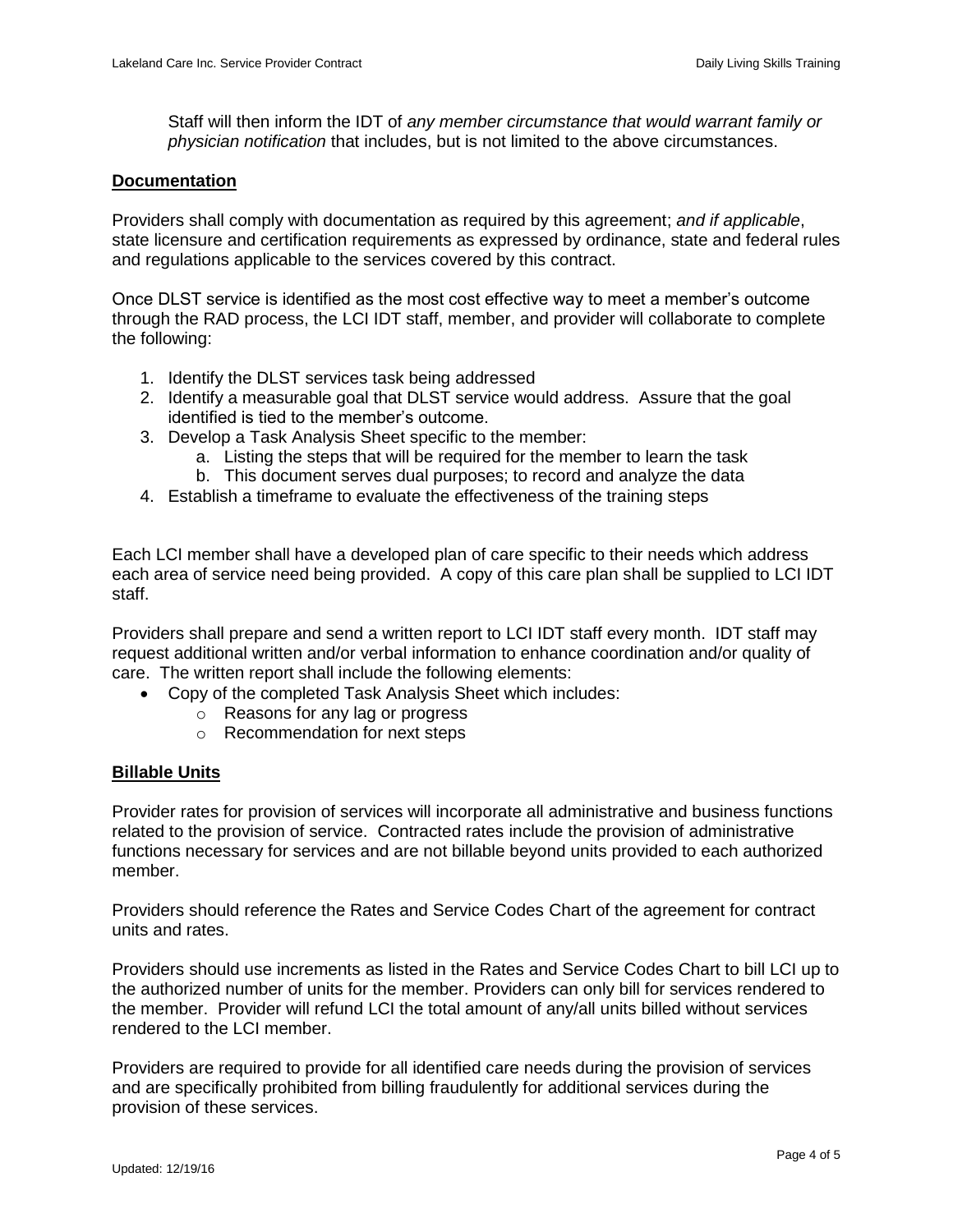Staff will then inform the IDT of *any member circumstance that would warrant family or physician notification* that includes, but is not limited to the above circumstances.

## Documentation

Providers shall comply with documentation as required by this agreement; *and if applicable*, state licensure and certification requirements as expressed by ordinance, state and federal rules and regulations applicable to the services covered by this contract.

Once DLST service is identified as the most cost effective way to meet a member's outcome through the RAD process, the LCI IDT staff, member, and provider will collaborate to complete the following:

1. Identify the DLST services task being addressed
2. Identify a measurable goal that DLST service would address. Assure that the goal identified is tied to the member's outcome.
3. Develop a Task Analysis Sheet specific to the member:
    a. Listing the steps that will be required for the member to learn the task
    b. This document serves dual purposes; to record and analyze the data
4. Establish a timeframe to evaluate the effectiveness of the training steps

Each LCI member shall have a developed plan of care specific to their needs which address each area of service need being provided. A copy of this care plan shall be supplied to LCI IDT staff.

Providers shall prepare and send a written report to LCI IDT staff every month. IDT staff may request additional written and/or verbal information to enhance coordination and/or quality of care. The written report shall include the following elements:

- Copy of the completed Task Analysis Sheet which includes:
    - Reasons for any lag or progress
    - Recommendation for next steps

## Billable Units

Provider rates for provision of services will incorporate all administrative and business functions related to the provision of service. Contracted rates include the provision of administrative functions necessary for services and are not billable beyond units provided to each authorized member.

Providers should reference the Rates and Service Codes Chart of the agreement for contract units and rates.

Providers should use increments as listed in the Rates and Service Codes Chart to bill LCI up to the authorized number of units for the member. Providers can only bill for services rendered to the member. Provider will refund LCI the total amount of any/all units billed without services rendered to the LCI member.

Providers are required to provide for all identified care needs during the provision of services and are specifically prohibited from billing fraudulently for additional services during the provision of these services.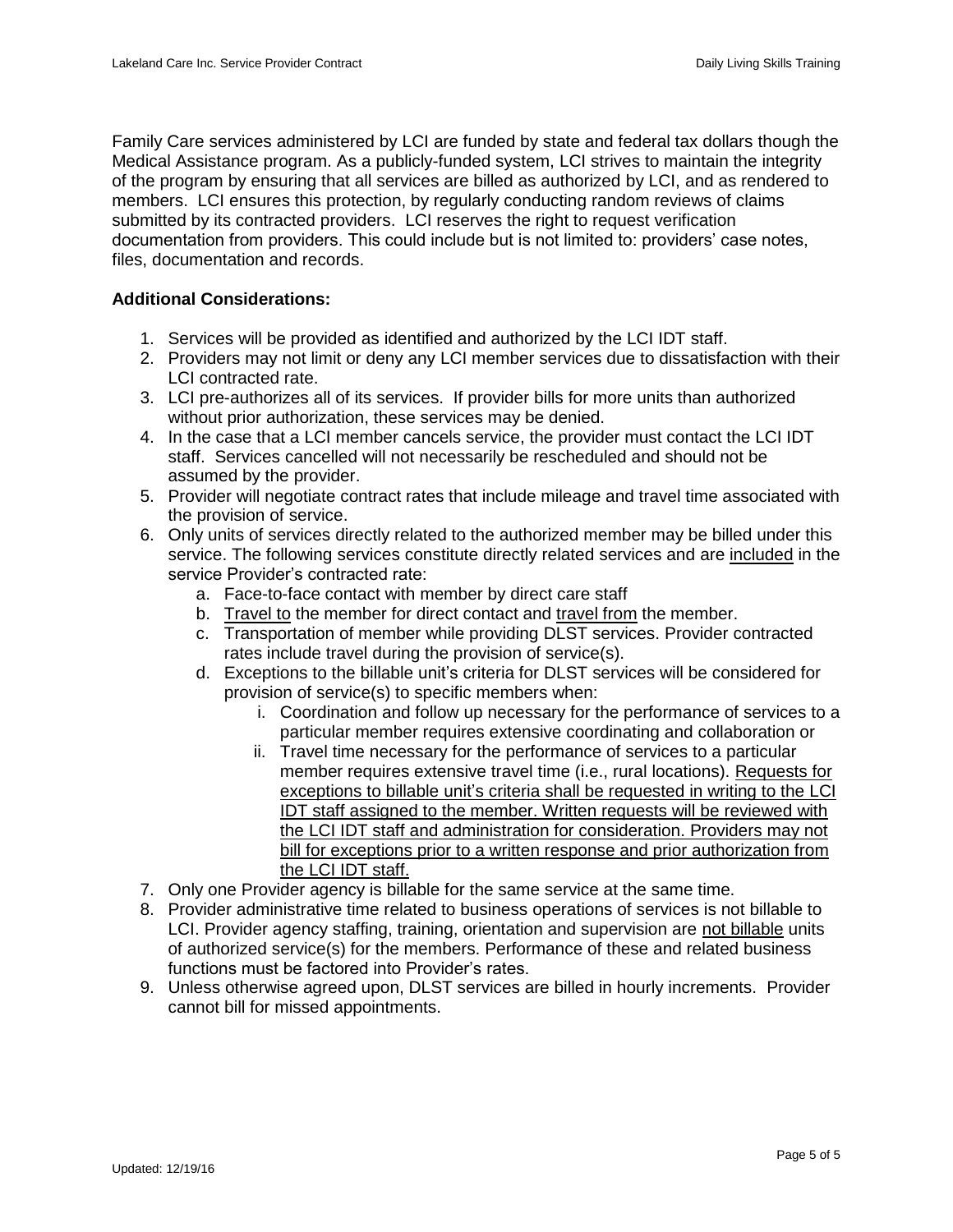Family Care services administered by LCI are funded by state and federal tax dollars though the Medical Assistance program. As a publicly-funded system, LCI strives to maintain the integrity of the program by ensuring that all services are billed as authorized by LCI, and as rendered to members. LCI ensures this protection, by regularly conducting random reviews of claims submitted by its contracted providers. LCI reserves the right to request verification documentation from providers. This could include but is not limited to: providers' case notes, files, documentation and records.

**Additional Considerations:**

1. Services will be provided as identified and authorized by the LCI IDT staff.
2. Providers may not limit or deny any LCI member services due to dissatisfaction with their LCI contracted rate.
3. LCI pre-authorizes all of its services. If provider bills for more units than authorized without prior authorization, these services may be denied.
4. In the case that a LCI member cancels service, the provider must contact the LCI IDT staff. Services cancelled will not necessarily be rescheduled and should not be assumed by the provider.
5. Provider will negotiate contract rates that include mileage and travel time associated with the provision of service.
6. Only units of services directly related to the authorized member may be billed under this service. The following services constitute directly related services and are <u>included</u> in the service Provider's contracted rate:
    a. Face-to-face contact with member by direct care staff
    b. <u>Travel to</u> the member for direct contact and <u>travel from</u> the member.
    c. Transportation of member while providing DLST services. Provider contracted rates include travel during the provision of service(s).
    d. Exceptions to the billable unit's criteria for DLST services will be considered for provision of service(s) to specific members when:
        i. Coordination and follow up necessary for the performance of services to a particular member requires extensive coordinating and collaboration or
        ii. Travel time necessary for the performance of services to a particular member requires extensive travel time (i.e., rural locations). <u>Requests for exceptions to billable unit's criteria shall be requested in writing to the LCI IDT staff assigned to the member. Written requests will be reviewed with the LCI IDT staff and administration for consideration. Providers may not bill for exceptions prior to a written response and prior authorization from the LCI IDT staff.</u>
7. Only one Provider agency is billable for the same service at the same time.
8. Provider administrative time related to business operations of services is not billable to LCI. Provider agency staffing, training, orientation and supervision are <u>not billable</u> units of authorized service(s) for the members. Performance of these and related business functions must be factored into Provider's rates.
9. Unless otherwise agreed upon, DLST services are billed in hourly increments. Provider cannot bill for missed appointments.

Updated: 12/19/16